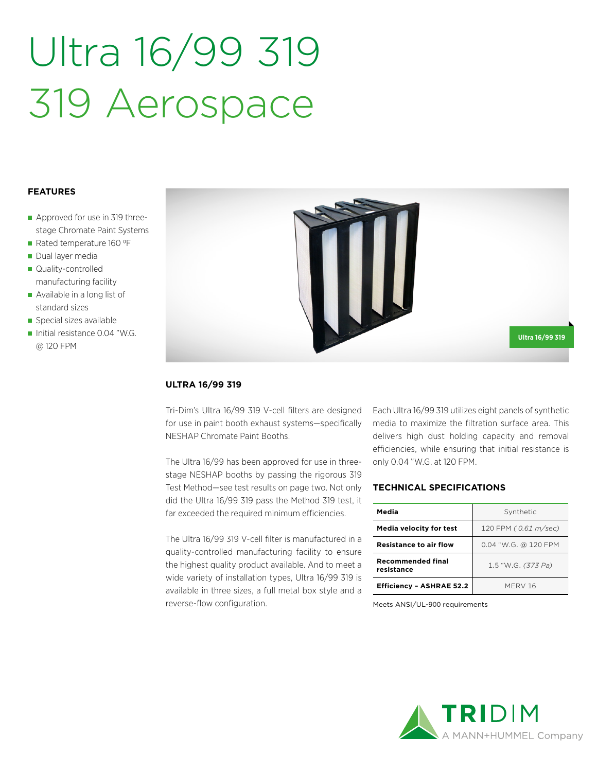# Ultra 16/99 319
# 319 Aerospace

### FEATURES

- Approved for use in 319 three-stage Chromate Paint Systems
- Rated temperature 160 ºF
- Dual layer media
- Quality-controlled manufacturing facility
- Available in a long list of standard sizes
- Special sizes available
- Initial resistance 0.04 "W.G. @ 120 FPM

Ultra 16/99 319

### ULTRA 16/99 319

Tri-Dim's Ultra 16/99 319 V-cell filters are designed for use in paint booth exhaust systems—specifically NESHAP Chromate Paint Booths.

The Ultra 16/99 has been approved for use in three-stage NESHAP booths by passing the rigorous 319 Test Method—see test results on page two. Not only did the Ultra 16/99 319 pass the Method 319 test, it far exceeded the required minimum efficiencies.

The Ultra 16/99 319 V-cell filter is manufactured in a quality-controlled manufacturing facility to ensure the highest quality product available. And to meet a wide variety of installation types, Ultra 16/99 319 is available in three sizes, a full metal box style and a reverse-flow configuration.

Each Ultra 16/99 319 utilizes eight panels of synthetic media to maximize the filtration surface area. This delivers high dust holding capacity and removal efficiencies, while ensuring that initial resistance is only 0.04 "W.G. at 120 FPM.

### TECHNICAL SPECIFICATIONS

| | |
|---|---|
| **Media** | Synthetic |
| **Media velocity for test** | 120 FPM *( 0.61 m/sec)* |
| **Resistance to air flow** | 0.04 "W.G. @ 120 FPM |
| **Recommended final resistance** | 1.5 "W.G. *(373 Pa)* |
| **Efficiency – ASHRAE 52.2** | MERV 16 |

Meets ANSI/UL-900 requirements

TRIDIM
A MANN+HUMMEL Company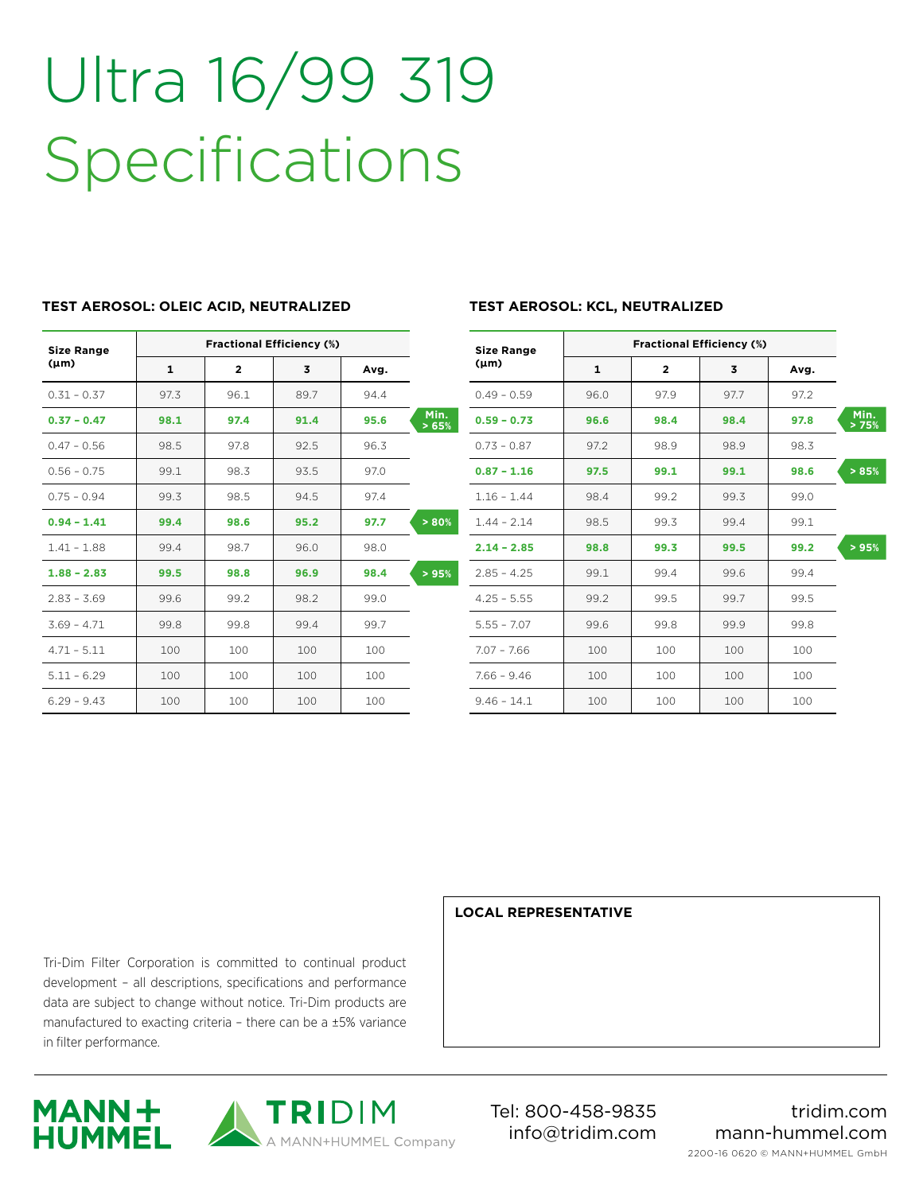# Ultra 16/99 319 Specifications

### TEST AEROSOL: OLEIC ACID, NEUTRALIZED

| Size Range (µm) | Fractional Efficiency (%) | | | | |
|---|---|---|---|---|---|
| | 1 | 2 | 3 | Avg. | |
| 0.31 – 0.37 | 97.3 | 96.1 | 89.7 | 94.4 | |
| **0.37 – 0.47** | **98.1** | **97.4** | **91.4** | **95.6** | Min. > 65% |
| 0.47 – 0.56 | 98.5 | 97.8 | 92.5 | 96.3 | |
| 0.56 – 0.75 | 99.1 | 98.3 | 93.5 | 97.0 | |
| 0.75 – 0.94 | 99.3 | 98.5 | 94.5 | 97.4 | |
| **0.94 – 1.41** | **99.4** | **98.6** | **95.2** | **97.7** | > 80% |
| 1.41 – 1.88 | 99.4 | 98.7 | 96.0 | 98.0 | |
| **1.88 – 2.83** | **99.5** | **98.8** | **96.9** | **98.4** | > 95% |
| 2.83 – 3.69 | 99.6 | 99.2 | 98.2 | 99.0 | |
| 3.69 – 4.71 | 99.8 | 99.8 | 99.4 | 99.7 | |
| 4.71 – 5.11 | 100 | 100 | 100 | 100 | |
| 5.11 – 6.29 | 100 | 100 | 100 | 100 | |
| 6.29 – 9.43 | 100 | 100 | 100 | 100 | |

### TEST AEROSOL: KCL, NEUTRALIZED

| Size Range (µm) | Fractional Efficiency (%) | | | | |
|---|---|---|---|---|---|
| | 1 | 2 | 3 | Avg. | |
| 0.49 – 0.59 | 96.0 | 97.9 | 97.7 | 97.2 | |
| **0.59 – 0.73** | **96.6** | **98.4** | **98.4** | **97.8** | Min. > 75% |
| 0.73 – 0.87 | 97.2 | 98.9 | 98.9 | 98.3 | |
| **0.87 – 1.16** | **97.5** | **99.1** | **99.1** | **98.6** | > 85% |
| 1.16 – 1.44 | 98.4 | 99.2 | 99.3 | 99.0 | |
| 1.44 – 2.14 | 98.5 | 99.3 | 99.4 | 99.1 | |
| **2.14 – 2.85** | **98.8** | **99.3** | **99.5** | **99.2** | > 95% |
| 2.85 – 4.25 | 99.1 | 99.4 | 99.6 | 99.4 | |
| 4.25 – 5.55 | 99.2 | 99.5 | 99.7 | 99.5 | |
| 5.55 – 7.07 | 99.6 | 99.8 | 99.9 | 99.8 | |
| 7.07 – 7.66 | 100 | 100 | 100 | 100 | |
| 7.66 – 9.46 | 100 | 100 | 100 | 100 | |
| 9.46 – 14.1 | 100 | 100 | 100 | 100 | |

Tri-Dim Filter Corporation is committed to continual product development – all descriptions, specifications and performance data are subject to change without notice. Tri-Dim products are manufactured to exacting criteria – there can be a ±5% variance in filter performance.

**LOCAL REPRESENTATIVE**

MANN+HUMMEL

TRIDIM A MANN+HUMMEL Company

Tel: 800-458-9835
info@tridim.com

tridim.com
mann-hummel.com

2200-16 0620 © MANN+HUMMEL GmbH